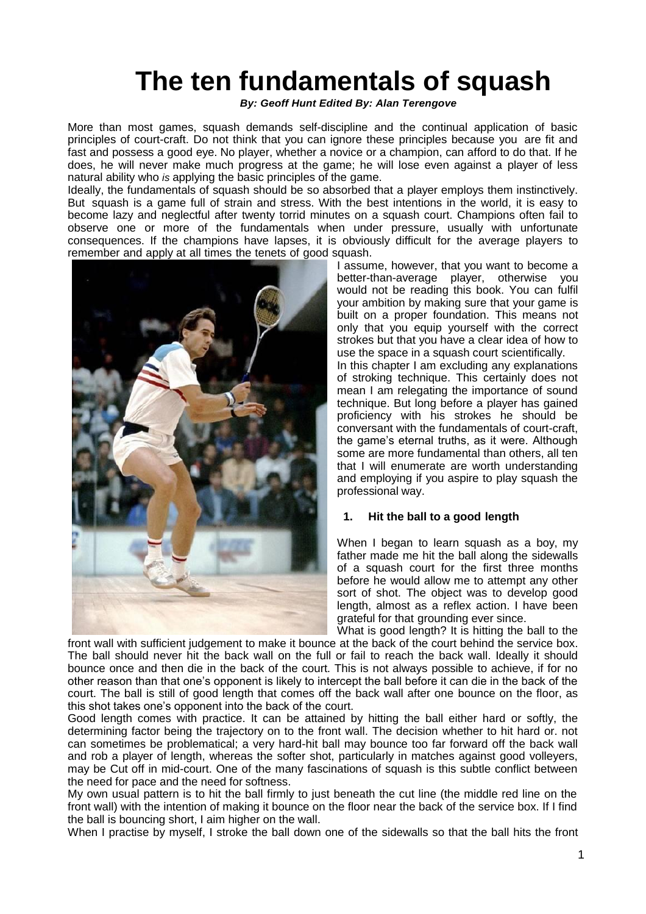# The ten fundamentals of squash

***By: Geoff Hunt Edited By: Alan Terengove***

More than most games, squash demands self-discipline and the continual application of basic principles of court-craft. Do not think that you can ignore these principles because you are fit and fast and possess a good eye. No player, whether a novice or a champion, can afford to do that. If he does, he will never make much progress at the game; he will lose even against a player of less natural ability who *is* applying the basic principles of the game.

Ideally, the fundamentals of squash should be so absorbed that a player employs them instinctively. But squash is a game full of strain and stress. With the best intentions in the world, it is easy to become lazy and neglectful after twenty torrid minutes on a squash court. Champions often fail to observe one or more of the fundamentals when under pressure, usually with unfortunate consequences. If the champions have lapses, it is obviously difficult for the average players to remember and apply at all times the tenets of good squash.

I assume, however, that you want to become a better-than-average player, otherwise you would not be reading this book. You can fulfil your ambition by making sure that your game is built on a proper foundation. This means not only that you equip yourself with the correct strokes but that you have a clear idea of how to use the space in a squash court scientifically.

In this chapter I am excluding any explanations of stroking technique. This certainly does not mean I am relegating the importance of sound technique. But long before a player has gained proficiency with his strokes he should be conversant with the fundamentals of court-craft, the game's eternal truths, as it were. Although some are more fundamental than others, all ten that I will enumerate are worth understanding and employing if you aspire to play squash the professional way.

### 1. Hit the ball to a good length

When I began to learn squash as a boy, my father made me hit the ball along the sidewalls of a squash court for the first three months before he would allow me to attempt any other sort of shot. The object was to develop good length, almost as a reflex action. I have been grateful for that grounding ever since.

What is good length? It is hitting the ball to the front wall with sufficient judgement to make it bounce at the back of the court behind the service box. The ball should never hit the back wall on the full or fail to reach the back wall. Ideally it should bounce once and then die in the back of the court. This is not always possible to achieve, if for no other reason than that one's opponent is likely to intercept the ball before it can die in the back of the court. The ball is still of good length that comes off the back wall after one bounce on the floor, as this shot takes one's opponent into the back of the court.

Good length comes with practice. It can be attained by hitting the ball either hard or softly, the determining factor being the trajectory on to the front wall. The decision whether to hit hard or. not can sometimes be problematical; a very hard-hit ball may bounce too far forward off the back wall and rob a player of length, whereas the softer shot, particularly in matches against good volleyers, may be Cut off in mid-court. One of the many fascinations of squash is this subtle conflict between the need for pace and the need for softness.

My own usual pattern is to hit the ball firmly to just beneath the cut line (the middle red line on the front wall) with the intention of making it bounce on the floor near the back of the service box. If I find the ball is bouncing short, I aim higher on the wall.

When I practise by myself, I stroke the ball down one of the sidewalls so that the ball hits the front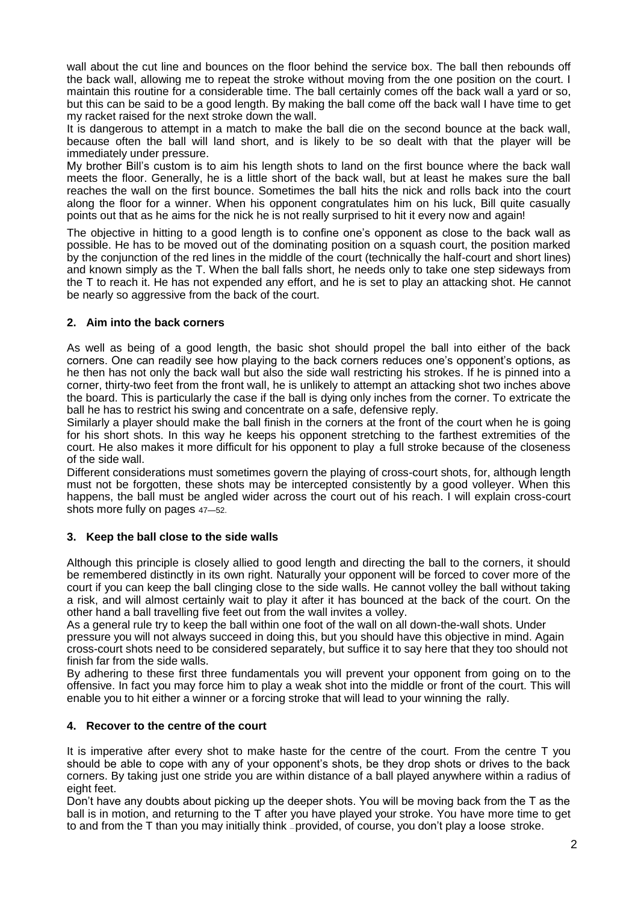wall about the cut line and bounces on the floor behind the service box. The ball then rebounds off the back wall, allowing me to repeat the stroke without moving from the one position on the court. I maintain this routine for a considerable time. The ball certainly comes off the back wall a yard or so, but this can be said to be a good length. By making the ball come off the back wall I have time to get my racket raised for the next stroke down the wall.

It is dangerous to attempt in a match to make the ball die on the second bounce at the back wall, because often the ball will land short, and is likely to be so dealt with that the player will be immediately under pressure.

My brother Bill's custom is to aim his length shots to land on the first bounce where the back wall meets the floor. Generally, he is a little short of the back wall, but at least he makes sure the ball reaches the wall on the first bounce. Sometimes the ball hits the nick and rolls back into the court along the floor for a winner. When his opponent congratulates him on his luck, Bill quite casually points out that as he aims for the nick he is not really surprised to hit it every now and again!

The objective in hitting to a good length is to confine one's opponent as close to the back wall as possible. He has to be moved out of the dominating position on a squash court, the position marked by the conjunction of the red lines in the middle of the court (technically the half-court and short lines) and known simply as the T. When the ball falls short, he needs only to take one step sideways from the T to reach it. He has not expended any effort, and he is set to play an attacking shot. He cannot be nearly so aggressive from the back of the court.

## 2. Aim into the back corners

As well as being of a good length, the basic shot should propel the ball into either of the back corners. One can readily see how playing to the back corners reduces one's opponent's options, as he then has not only the back wall but also the side wall restricting his strokes. If he is pinned into a corner, thirty-two feet from the front wall, he is unlikely to attempt an attacking shot two inches above the board. This is particularly the case if the ball is dying only inches from the corner. To extricate the ball he has to restrict his swing and concentrate on a safe, defensive reply.

Similarly a player should make the ball finish in the corners at the front of the court when he is going for his short shots. In this way he keeps his opponent stretching to the farthest extremities of the court. He also makes it more difficult for his opponent to play a full stroke because of the closeness of the side wall.

Different considerations must sometimes govern the playing of cross-court shots, for, although length must not be forgotten, these shots may be intercepted consistently by a good volleyer. When this happens, the ball must be angled wider across the court out of his reach. I will explain cross-court shots more fully on pages 47—52.

## 3. Keep the ball close to the side walls

Although this principle is closely allied to good length and directing the ball to the corners, it should be remembered distinctly in its own right. Naturally your opponent will be forced to cover more of the court if you can keep the ball clinging close to the side walls. He cannot volley the ball without taking a risk, and will almost certainly wait to play it after it has bounced at the back of the court. On the other hand a ball travelling five feet out from the wall invites a volley.

As a general rule try to keep the ball within one foot of the wall on all down-the-wall shots. Under pressure you will not always succeed in doing this, but you should have this objective in mind. Again cross-court shots need to be considered separately, but suffice it to say here that they too should not finish far from the side walls.

By adhering to these first three fundamentals you will prevent your opponent from going on to the offensive. In fact you may force him to play a weak shot into the middle or front of the court. This will enable you to hit either a winner or a forcing stroke that will lead to your winning the rally.

## 4. Recover to the centre of the court

It is imperative after every shot to make haste for the centre of the court. From the centre T you should be able to cope with any of your opponent's shots, be they drop shots or drives to the back corners. By taking just one stride you are within distance of a ball played anywhere within a radius of eight feet.

Don't have any doubts about picking up the deeper shots. You will be moving back from the T as the ball is in motion, and returning to the T after you have played your stroke. You have more time to get to and from the T than you may initially think – provided, of course, you don't play a loose stroke.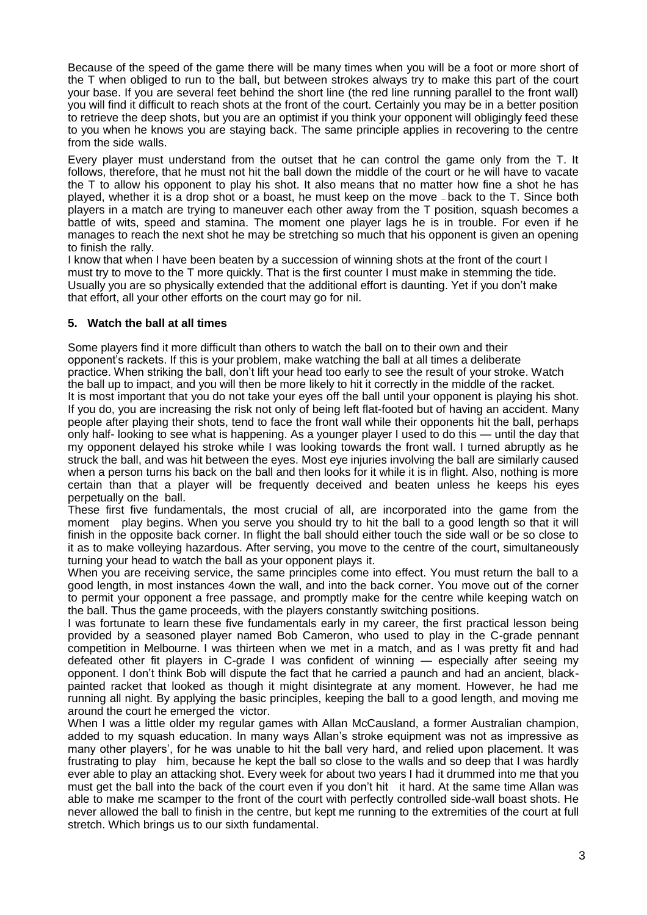Because of the speed of the game there will be many times when you will be a foot or more short of the T when obliged to run to the ball, but between strokes always try to make this part of the court your base. If you are several feet behind the short line (the red line running parallel to the front wall) you will find it difficult to reach shots at the front of the court. Certainly you may be in a better position to retrieve the deep shots, but you are an optimist if you think your opponent will obligingly feed these to you when he knows you are staying back. The same principle applies in recovering to the centre from the side walls.

Every player must understand from the outset that he can control the game only from the T. It follows, therefore, that he must not hit the ball down the middle of the court or he will have to vacate the T to allow his opponent to play his shot. It also means that no matter how fine a shot he has played, whether it is a drop shot or a boast, he must keep on the move – back to the T. Since both players in a match are trying to maneuver each other away from the T position, squash becomes a battle of wits, speed and stamina. The moment one player lags he is in trouble. For even if he manages to reach the next shot he may be stretching so much that his opponent is given an opening to finish the rally.

I know that when I have been beaten by a succession of winning shots at the front of the court I must try to move to the T more quickly. That is the first counter I must make in stemming the tide. Usually you are so physically extended that the additional effort is daunting. Yet if you don't make that effort, all your other efforts on the court may go for nil.

**5. Watch the ball at all times**

Some players find it more difficult than others to watch the ball on to their own and their opponent's rackets. If this is your problem, make watching the ball at all times a deliberate practice. When striking the ball, don't lift your head too early to see the result of your stroke. Watch the ball up to impact, and you will then be more likely to hit it correctly in the middle of the racket.

It is most important that you do not take your eyes off the ball until your opponent is playing his shot. If you do, you are increasing the risk not only of being left flat-footed but of having an accident. Many people after playing their shots, tend to face the front wall while their opponents hit the ball, perhaps only half- looking to see what is happening. As a younger player I used to do this — until the day that my opponent delayed his stroke while I was looking towards the front wall. I turned abruptly as he struck the ball, and was hit between the eyes. Most eye injuries involving the ball are similarly caused when a person turns his back on the ball and then looks for it while it is in flight. Also, nothing is more certain than that a player will be frequently deceived and beaten unless he keeps his eyes perpetually on the ball.

These first five fundamentals, the most crucial of all, are incorporated into the game from the moment play begins. When you serve you should try to hit the ball to a good length so that it will finish in the opposite back corner. In flight the ball should either touch the side wall or be so close to it as to make volleying hazardous. After serving, you move to the centre of the court, simultaneously turning your head to watch the ball as your opponent plays it.

When you are receiving service, the same principles come into effect. You must return the ball to a good length, in most instances 4own the wall, and into the back corner. You move out of the corner to permit your opponent a free passage, and promptly make for the centre while keeping watch on the ball. Thus the game proceeds, with the players constantly switching positions.

I was fortunate to learn these five fundamentals early in my career, the first practical lesson being provided by a seasoned player named Bob Cameron, who used to play in the C-grade pennant competition in Melbourne. I was thirteen when we met in a match, and as I was pretty fit and had defeated other fit players in C-grade I was confident of winning — especially after seeing my opponent. I don't think Bob will dispute the fact that he carried a paunch and had an ancient, black-painted racket that looked as though it might disintegrate at any moment. However, he had me running all night. By applying the basic principles, keeping the ball to a good length, and moving me around the court he emerged the victor.

When I was a little older my regular games with Allan McCausland, a former Australian champion, added to my squash education. In many ways Allan's stroke equipment was not as impressive as many other players', for he was unable to hit the ball very hard, and relied upon placement. It was frustrating to play him, because he kept the ball so close to the walls and so deep that I was hardly ever able to play an attacking shot. Every week for about two years I had it drummed into me that you must get the ball into the back of the court even if you don't hit it hard. At the same time Allan was able to make me scamper to the front of the court with perfectly controlled side-wall boast shots. He never allowed the ball to finish in the centre, but kept me running to the extremities of the court at full stretch. Which brings us to our sixth fundamental.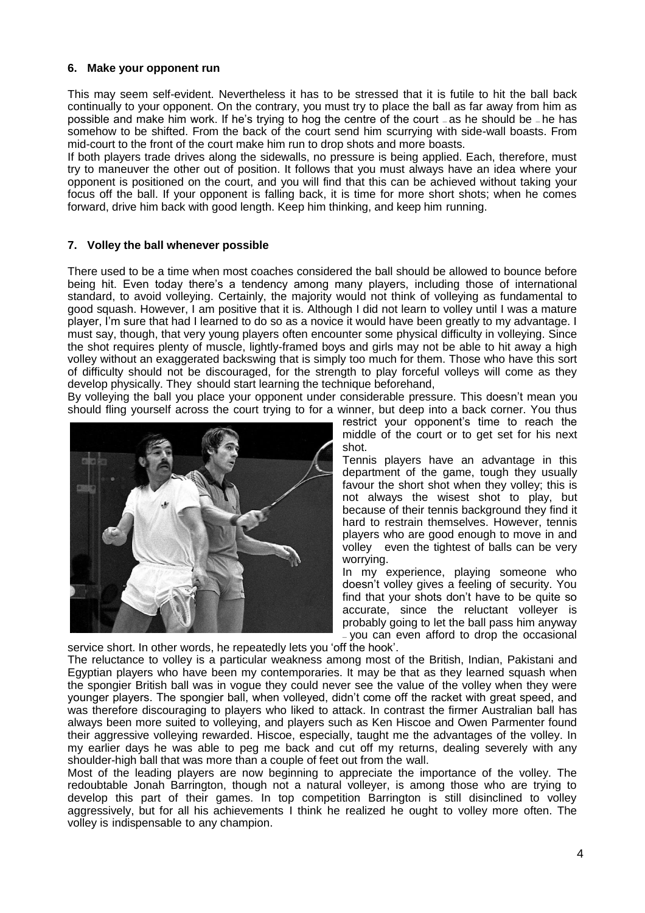### 6. Make your opponent run

This may seem self-evident. Nevertheless it has to be stressed that it is futile to hit the ball back continually to your opponent. On the contrary, you must try to place the ball as far away from him as possible and make him work. If he's trying to hog the centre of the court – as he should be – he has somehow to be shifted. From the back of the court send him scurrying with side-wall boasts. From mid-court to the front of the court make him run to drop shots and more boasts.

If both players trade drives along the sidewalls, no pressure is being applied. Each, therefore, must try to maneuver the other out of position. It follows that you must always have an idea where your opponent is positioned on the court, and you will find that this can be achieved without taking your focus off the ball. If your opponent is falling back, it is time for more short shots; when he comes forward, drive him back with good length. Keep him thinking, and keep him running.

### 7. Volley the ball whenever possible

There used to be a time when most coaches considered the ball should be allowed to bounce before being hit. Even today there's a tendency among many players, including those of international standard, to avoid volleying. Certainly, the majority would not think of volleying as fundamental to good squash. However, I am positive that it is. Although I did not learn to volley until I was a mature player, I'm sure that had I learned to do so as a novice it would have been greatly to my advantage. I must say, though, that very young players often encounter some physical difficulty in volleying. Since the shot requires plenty of muscle, lightly-framed boys and girls may not be able to hit away a high volley without an exaggerated backswing that is simply too much for them. Those who have this sort of difficulty should not be discouraged, for the strength to play forceful volleys will come as they develop physically. They should start learning the technique beforehand,

By volleying the ball you place your opponent under considerable pressure. This doesn't mean you should fling yourself across the court trying to for a winner, but deep into a back corner. You thus restrict your opponent's time to reach the middle of the court or to get set for his next shot.

Tennis players have an advantage in this department of the game, tough they usually favour the short shot when they volley; this is not always the wisest shot to play, but because of their tennis background they find it hard to restrain themselves. However, tennis players who are good enough to move in and volley even the tightest of balls can be very worrying.

In my experience, playing someone who doesn't volley gives a feeling of security. You find that your shots don't have to be quite so accurate, since the reluctant volleyer is probably going to let the ball pass him anyway – you can even afford to drop the occasional service short. In other words, he repeatedly lets you 'off the hook'.

The reluctance to volley is a particular weakness among most of the British, Indian, Pakistani and Egyptian players who have been my contemporaries. It may be that as they learned squash when the spongier British ball was in vogue they could never see the value of the volley when they were younger players. The spongier ball, when volleyed, didn't come off the racket with great speed, and was therefore discouraging to players who liked to attack. In contrast the firmer Australian ball has always been more suited to volleying, and players such as Ken Hiscoe and Owen Parmenter found their aggressive volleying rewarded. Hiscoe, especially, taught me the advantages of the volley. In my earlier days he was able to peg me back and cut off my returns, dealing severely with any shoulder-high ball that was more than a couple of feet out from the wall.

Most of the leading players are now beginning to appreciate the importance of the volley. The redoubtable Jonah Barrington, though not a natural volleyer, is among those who are trying to develop this part of their games. In top competition Barrington is still disinclined to volley aggressively, but for all his achievements I think he realized he ought to volley more often. The volley is indispensable to any champion.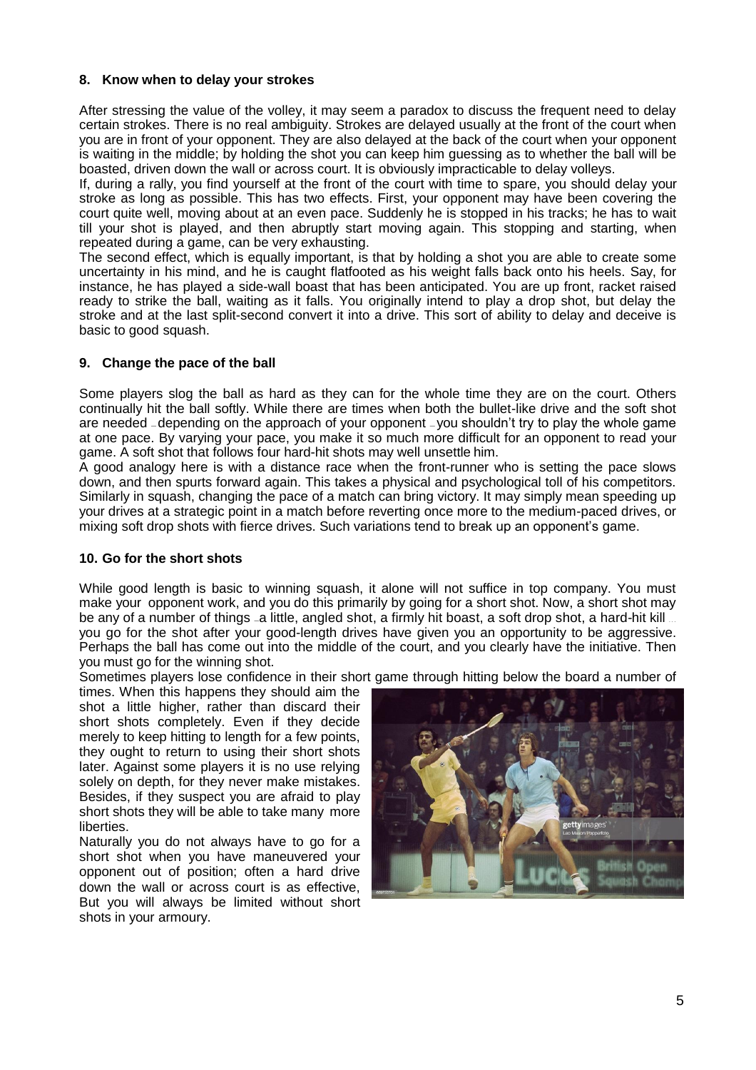### 8. Know when to delay your strokes

After stressing the value of the volley, it may seem a paradox to discuss the frequent need to delay certain strokes. There is no real ambiguity. Strokes are delayed usually at the front of the court when you are in front of your opponent. They are also delayed at the back of the court when your opponent is waiting in the middle; by holding the shot you can keep him guessing as to whether the ball will be boasted, driven down the wall or across court. It is obviously impracticable to delay volleys.

If, during a rally, you find yourself at the front of the court with time to spare, you should delay your stroke as long as possible. This has two effects. First, your opponent may have been covering the court quite well, moving about at an even pace. Suddenly he is stopped in his tracks; he has to wait till your shot is played, and then abruptly start moving again. This stopping and starting, when repeated during a game, can be very exhausting.

The second effect, which is equally important, is that by holding a shot you are able to create some uncertainty in his mind, and he is caught flatfooted as his weight falls back onto his heels. Say, for instance, he has played a side-wall boast that has been anticipated. You are up front, racket raised ready to strike the ball, waiting as it falls. You originally intend to play a drop shot, but delay the stroke and at the last split-second convert it into a drive. This sort of ability to delay and deceive is basic to good squash.

### 9. Change the pace of the ball

Some players slog the ball as hard as they can for the whole time they are on the court. Others continually hit the ball softly. While there are times when both the bullet-like drive and the soft shot are needed – depending on the approach of your opponent – you shouldn't try to play the whole game at one pace. By varying your pace, you make it so much more difficult for an opponent to read your game. A soft shot that follows four hard-hit shots may well unsettle him.

A good analogy here is with a distance race when the front-runner who is setting the pace slows down, and then spurts forward again. This takes a physical and psychological toll of his competitors. Similarly in squash, changing the pace of a match can bring victory. It may simply mean speeding up your drives at a strategic point in a match before reverting once more to the medium-paced drives, or mixing soft drop shots with fierce drives. Such variations tend to break up an opponent's game.

### 10. Go for the short shots

While good length is basic to winning squash, it alone will not suffice in top company. You must make your opponent work, and you do this primarily by going for a short shot. Now, a short shot may be any of a number of things – a little, angled shot, a firmly hit boast, a soft drop shot, a hard-hit kill … you go for the shot after your good-length drives have given you an opportunity to be aggressive. Perhaps the ball has come out into the middle of the court, and you clearly have the initiative. Then you must go for the winning shot.

Sometimes players lose confidence in their short game through hitting below the board a number of times. When this happens they should aim the shot a little higher, rather than discard their short shots completely. Even if they decide merely to keep hitting to length for a few points, they ought to return to using their short shots later. Against some players it is no use relying solely on depth, for they never make mistakes. Besides, if they suspect you are afraid to play short shots they will be able to take many more liberties.

Naturally you do not always have to go for a short shot when you have maneuvered your opponent out of position; often a hard drive down the wall or across court is as effective, But you will always be limited without short shots in your armoury.